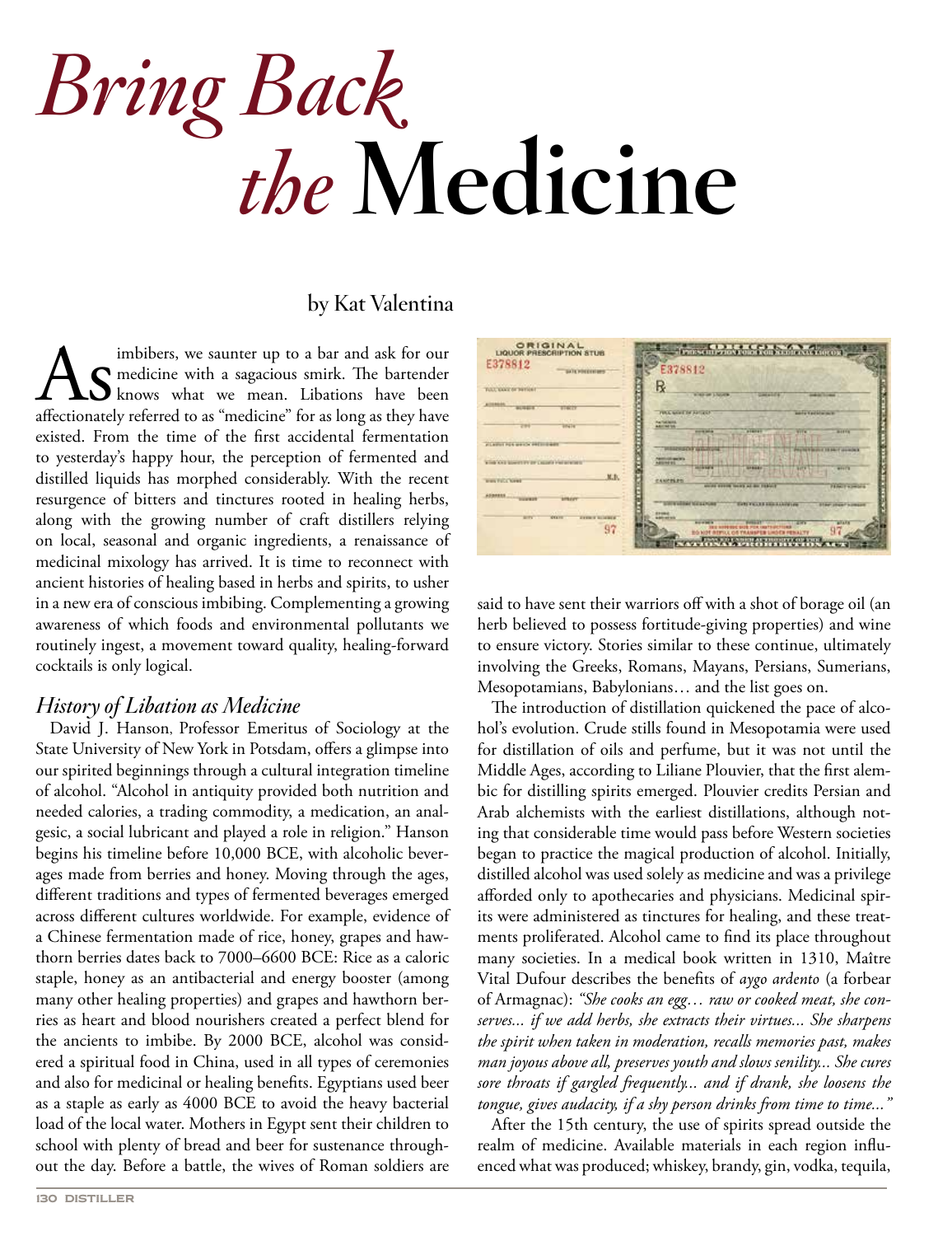# *Bring Back the* Medicine

by Kat Valentina

As imbibers, we saunter up to a bar and ask for our medicine with a sagacious smirk. The bartender knows what we mean. Libations have been affectionately referred to as "medicine" for as long as they have existed. From the time of the first accidental fermentation to yesterday's happy hour, the perception of fermented and distilled liquids has morphed considerably. With the recent resurgence of bitters and tinctures rooted in healing herbs, along with the growing number of craft distillers relying on local, seasonal and organic ingredients, a renaissance of medicinal mixology has arrived. It is time to reconnect with ancient histories of healing based in herbs and spirits, to usher in a new era of conscious imbibing. Complementing a growing awareness of which foods and environmental pollutants we routinely ingest, a movement toward quality, healing-forward cocktails is only logical.

## *History of Libation as Medicine*

David J. Hanson, Professor Emeritus of Sociology at the State University of New York in Potsdam, offers a glimpse into our spirited beginnings through a cultural integration timeline of alcohol. "Alcohol in antiquity provided both nutrition and needed calories, a trading commodity, a medication, an analgesic, a social lubricant and played a role in religion." Hanson begins his timeline before 10,000 BCE, with alcoholic beverages made from berries and honey. Moving through the ages, different traditions and types of fermented beverages emerged across different cultures worldwide. For example, evidence of a Chinese fermentation made of rice, honey, grapes and hawthorn berries dates back to 7000–6600 BCE: Rice as a caloric staple, honey as an antibacterial and energy booster (among many other healing properties) and grapes and hawthorn berries as heart and blood nourishers created a perfect blend for the ancients to imbibe. By 2000 BCE, alcohol was considered a spiritual food in China, used in all types of ceremonies and also for medicinal or healing benefits. Egyptians used beer as a staple as early as 4000 BCE to avoid the heavy bacterial load of the local water. Mothers in Egypt sent their children to school with plenty of bread and beer for sustenance throughout the day. Before a battle, the wives of Roman soldiers are said to have sent their warriors off with a shot of borage oil (an herb believed to possess fortitude-giving properties) and wine to ensure victory. Stories similar to these continue, ultimately involving the Greeks, Romans, Mayans, Persians, Sumerians, Mesopotamians, Babylonians… and the list goes on.

The introduction of distillation quickened the pace of alcohol's evolution. Crude stills found in Mesopotamia were used for distillation of oils and perfume, but it was not until the Middle Ages, according to Liliane Plouvier, that the first alembic for distilling spirits emerged. Plouvier credits Persian and Arab alchemists with the earliest distillations, although noting that considerable time would pass before Western societies began to practice the magical production of alcohol. Initially, distilled alcohol was used solely as medicine and was a privilege afforded only to apothecaries and physicians. Medicinal spirits were administered as tinctures for healing, and these treatments proliferated. Alcohol came to find its place throughout many societies. In a medical book written in 1310, Maître Vital Dufour describes the benefits of *aygo ardento* (a forbear of Armagnac): *"She cooks an egg… raw or cooked meat, she conserves... if we add herbs, she extracts their virtues... She sharpens the spirit when taken in moderation, recalls memories past, makes man joyous above all, preserves youth and slows senility... She cures sore throats if gargled frequently... and if drank, she loosens the tongue, gives audacity, if a shy person drinks from time to time..."*

After the 15th century, the use of spirits spread outside the realm of medicine. Available materials in each region influenced what was produced; whiskey, brandy, gin, vodka, tequila,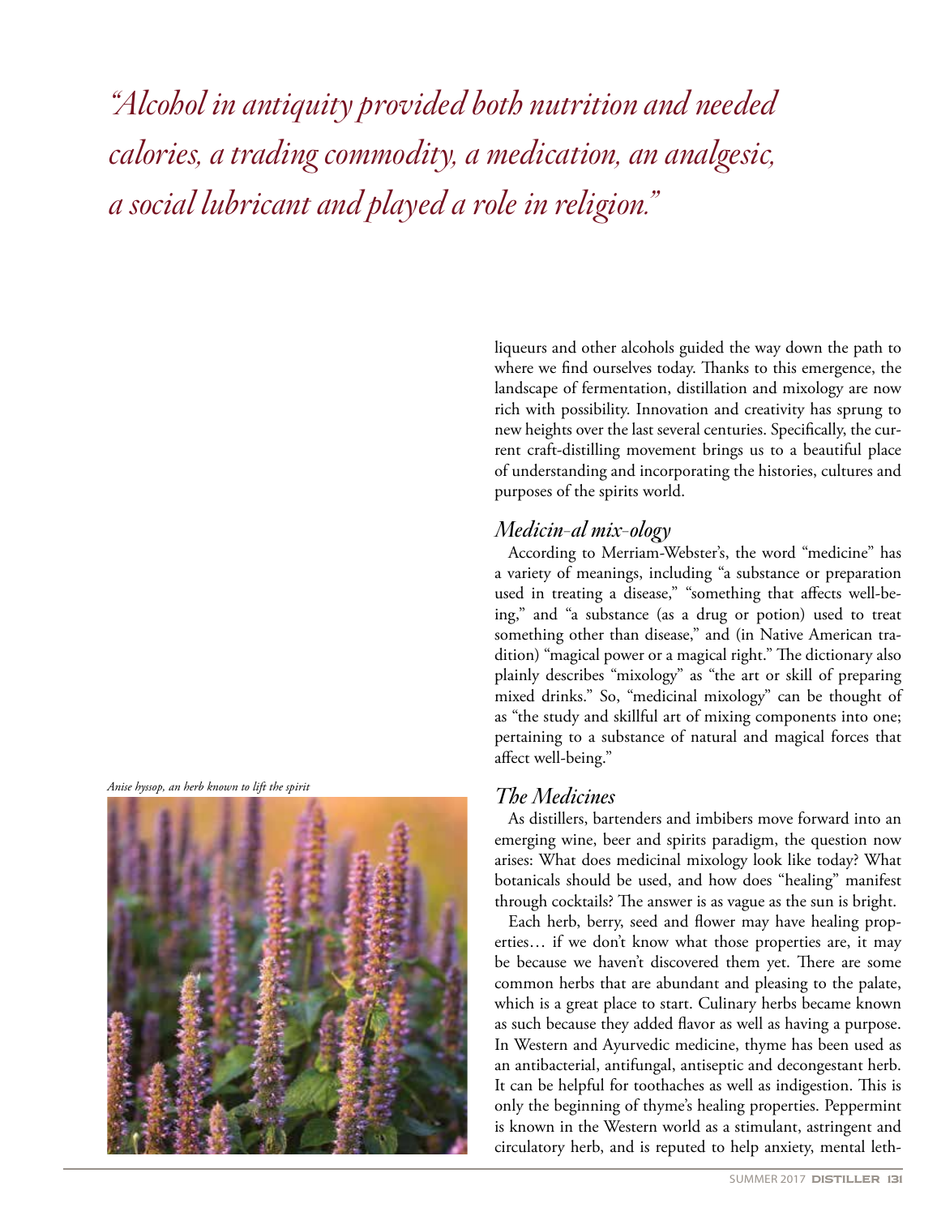*"Alcohol in antiquity provided both nutrition and needed calories, a trading commodity, a medication, an analgesic, a social lubricant and played a role in religion."*

*Anise hyssop, an herb known to lift the spirit*

liqueurs and other alcohols guided the way down the path to where we find ourselves today. Thanks to this emergence, the landscape of fermentation, distillation and mixology are now rich with possibility. Innovation and creativity has sprung to new heights over the last several centuries. Specifically, the current craft-distilling movement brings us to a beautiful place of understanding and incorporating the histories, cultures and purposes of the spirits world.

## *Medicin-al mix-ology*

According to Merriam-Webster's, the word "medicine" has a variety of meanings, including "a substance or preparation used in treating a disease," "something that affects well-being," and "a substance (as a drug or potion) used to treat something other than disease," and (in Native American tradition) "magical power or a magical right." The dictionary also plainly describes "mixology" as "the art or skill of preparing mixed drinks." So, "medicinal mixology" can be thought of as "the study and skillful art of mixing components into one; pertaining to a substance of natural and magical forces that affect well-being."

## *The Medicines*

As distillers, bartenders and imbibers move forward into an emerging wine, beer and spirits paradigm, the question now arises: What does medicinal mixology look like today? What botanicals should be used, and how does "healing" manifest through cocktails? The answer is as vague as the sun is bright.

Each herb, berry, seed and flower may have healing properties… if we don't know what those properties are, it may be because we haven't discovered them yet. There are some common herbs that are abundant and pleasing to the palate, which is a great place to start. Culinary herbs became known as such because they added flavor as well as having a purpose. In Western and Ayurvedic medicine, thyme has been used as an antibacterial, antifungal, antiseptic and decongestant herb. It can be helpful for toothaches as well as indigestion. This is only the beginning of thyme's healing properties. Peppermint is known in the Western world as a stimulant, astringent and circulatory herb, and is reputed to help anxiety, mental leth-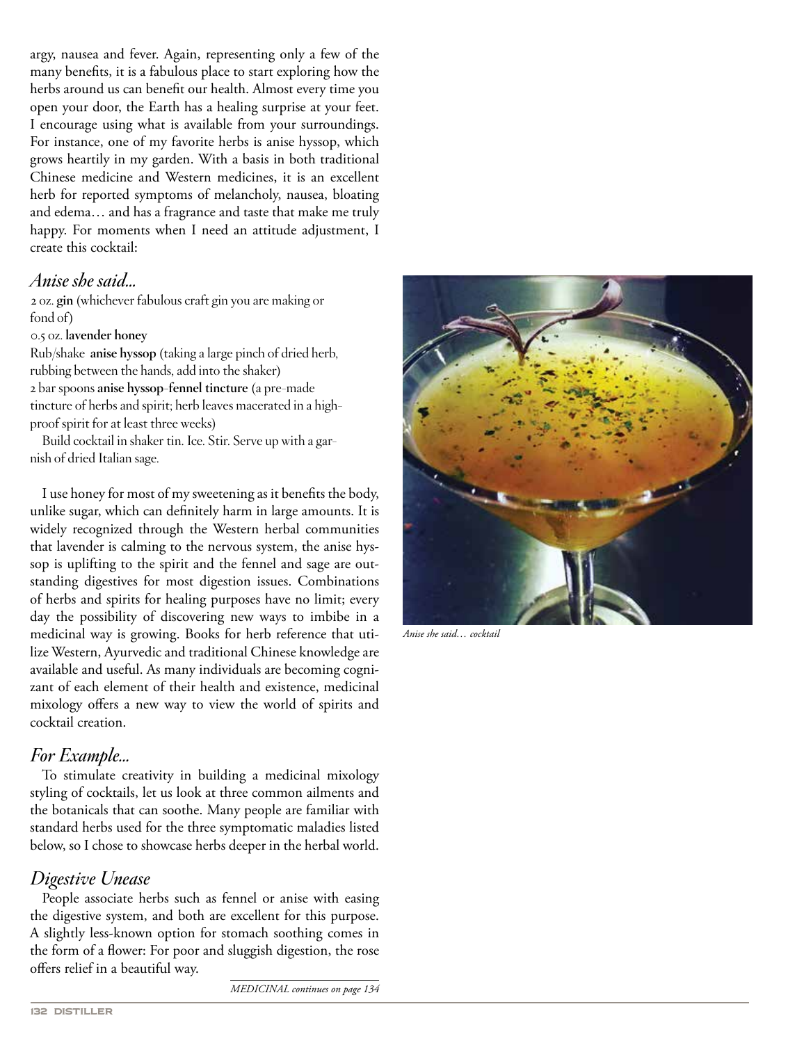argy, nausea and fever. Again, representing only a few of the many benefits, it is a fabulous place to start exploring how the herbs around us can benefit our health. Almost every time you open your door, the Earth has a healing surprise at your feet. I encourage using what is available from your surroundings. For instance, one of my favorite herbs is anise hyssop, which grows heartily in my garden. With a basis in both traditional Chinese medicine and Western medicines, it is an excellent herb for reported symptoms of melancholy, nausea, bloating and edema… and has a fragrance and taste that make me truly happy. For moments when I need an attitude adjustment, I create this cocktail:

## *Anise she said...*

2 oz. **gin** (whichever fabulous craft gin you are making or fond of)

0.5 oz. **lavender honey**

Rub/shake **anise hyssop** (taking a large pinch of dried herb, rubbing between the hands, add into the shaker)

2 bar spoons **anise hyssop-fennel tincture** (a pre-made tincture of herbs and spirit; herb leaves macerated in a high-proof spirit for at least three weeks)

Build cocktail in shaker tin. Ice. Stir. Serve up with a garnish of dried Italian sage.

*Anise she said… cocktail*

I use honey for most of my sweetening as it benefits the body, unlike sugar, which can definitely harm in large amounts. It is widely recognized through the Western herbal communities that lavender is calming to the nervous system, the anise hyssop is uplifting to the spirit and the fennel and sage are outstanding digestives for most digestion issues. Combinations of herbs and spirits for healing purposes have no limit; every day the possibility of discovering new ways to imbibe in a medicinal way is growing. Books for herb reference that utilize Western, Ayurvedic and traditional Chinese knowledge are available and useful. As many individuals are becoming cognizant of each element of their health and existence, medicinal mixology offers a new way to view the world of spirits and cocktail creation.

## *For Example...*

To stimulate creativity in building a medicinal mixology styling of cocktails, let us look at three common ailments and the botanicals that can soothe. Many people are familiar with standard herbs used for the three symptomatic maladies listed below, so I chose to showcase herbs deeper in the herbal world.

## *Digestive Unease*

People associate herbs such as fennel or anise with easing the digestive system, and both are excellent for this purpose. A slightly less-known option for stomach soothing comes in the form of a flower: For poor and sluggish digestion, the rose offers relief in a beautiful way.

*MEDICINAL continues on page 134*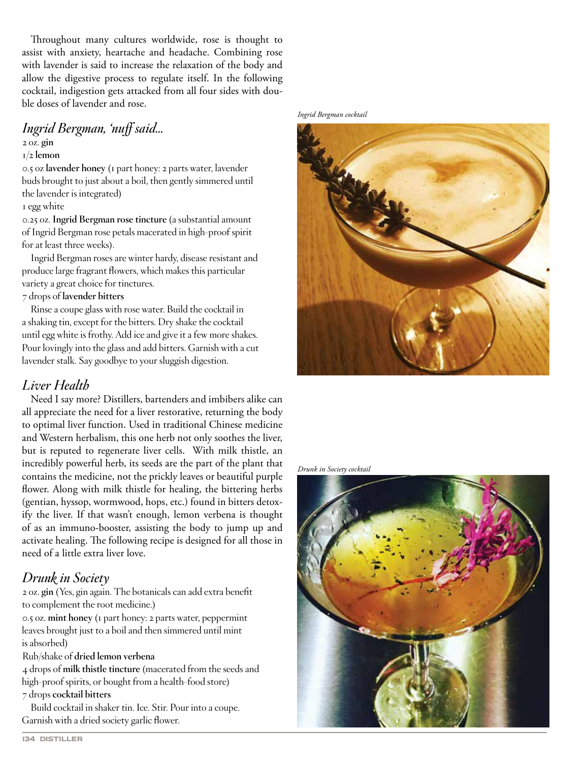Throughout many cultures worldwide, rose is thought to assist with anxiety, heartache and headache. Combining rose with lavender is said to increase the relaxation of the body and allow the digestive process to regulate itself. In the following cocktail, indigestion gets attacked from all four sides with double doses of lavender and rose.

## *Ingrid Bergman, 'nuff said...*

2 oz. **gin**

1/2 **lemon**

0.5 oz **lavender honey** (1 part honey: 2 parts water, lavender buds brought to just about a boil, then gently simmered until the lavender is integrated)

1 egg white

0.25 oz. **Ingrid Bergman rose tincture** (a substantial amount of Ingrid Bergman rose petals macerated in high-proof spirit for at least three weeks).

Ingrid Bergman roses are winter hardy, disease resistant and produce large fragrant flowers, which makes this particular variety a great choice for tinctures.

7 drops of **lavender bitters**

Rinse a coupe glass with rose water. Build the cocktail in a shaking tin, except for the bitters. Dry shake the cocktail until egg white is frothy. Add ice and give it a few more shakes. Pour lovingly into the glass and add bitters. Garnish with a cut lavender stalk. Say goodbye to your sluggish digestion.

*Ingrid Bergman cocktail*

## *Liver Health*

Need I say more? Distillers, bartenders and imbibers alike can all appreciate the need for a liver restorative, returning the body to optimal liver function. Used in traditional Chinese medicine and Western herbalism, this one herb not only soothes the liver, but is reputed to regenerate liver cells. With milk thistle, an incredibly powerful herb, its seeds are the part of the plant that contains the medicine, not the prickly leaves or beautiful purple flower. Along with milk thistle for healing, the bittering herbs (gentian, hyssop, wormwood, hops, etc.) found in bitters detoxify the liver. If that wasn't enough, lemon verbena is thought of as an immuno-booster, assisting the body to jump up and activate healing. The following recipe is designed for all those in need of a little extra liver love.

## *Drunk in Society*

2 oz. **gin** (Yes, gin again. The botanicals can add extra benefit to complement the root medicine.)

0.5 oz. **mint honey** (1 part honey: 2 parts water, peppermint leaves brought just to a boil and then simmered until mint is absorbed)

Rub/shake of **dried lemon verbena**

4 drops of **milk thistle tincture** (macerated from the seeds and high-proof spirits, or bought from a health-food store)

7 drops **cocktail bitters**

Build cocktail in shaker tin. Ice. Stir. Pour into a coupe. Garnish with a dried society garlic flower.

*Drunk in Society cocktail*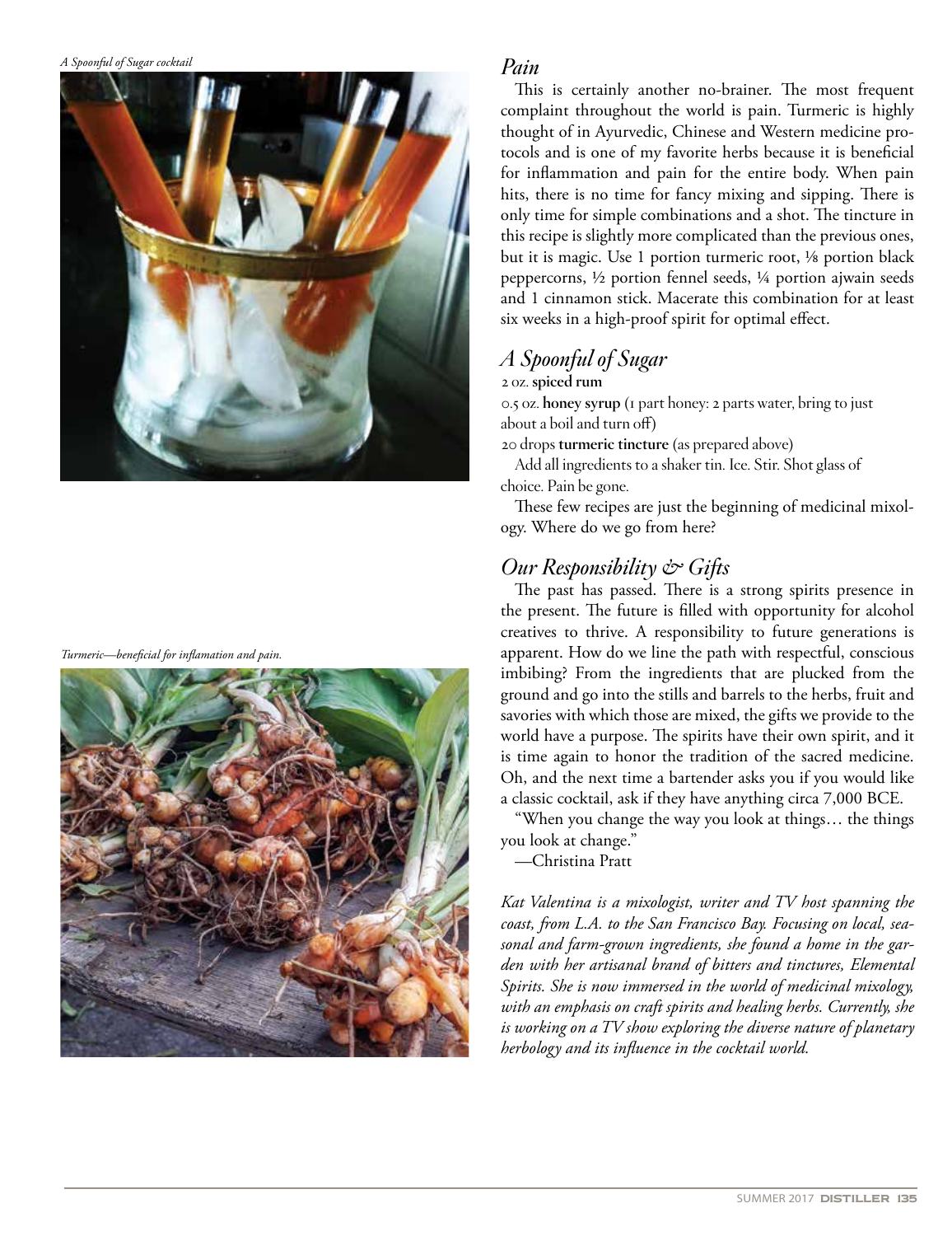A Spoonful of Sugar cocktail

Turmeric—beneficial for inflamation and pain.

## *Pain*

This is certainly another no-brainer. The most frequent complaint throughout the world is pain. Turmeric is highly thought of in Ayurvedic, Chinese and Western medicine protocols and is one of my favorite herbs because it is beneficial for inflammation and pain for the entire body. When pain hits, there is no time for fancy mixing and sipping. There is only time for simple combinations and a shot. The tincture in this recipe is slightly more complicated than the previous ones, but it is magic. Use 1 portion turmeric root, ⅛ portion black peppercorns, ½ portion fennel seeds, ¼ portion ajwain seeds and 1 cinnamon stick. Macerate this combination for at least six weeks in a high-proof spirit for optimal effect.

## *A Spoonful of Sugar*

2 oz. **spiced rum**

0.5 oz. **honey syrup** (1 part honey: 2 parts water, bring to just about a boil and turn off)

20 drops **turmeric tincture** (as prepared above)

Add all ingredients to a shaker tin. Ice. Stir. Shot glass of choice. Pain be gone.

These few recipes are just the beginning of medicinal mixology. Where do we go from here?

## *Our Responsibility & Gifts*

The past has passed. There is a strong spirits presence in the present. The future is filled with opportunity for alcohol creatives to thrive. A responsibility to future generations is apparent. How do we line the path with respectful, conscious imbibing? From the ingredients that are plucked from the ground and go into the stills and barrels to the herbs, fruit and savories with which those are mixed, the gifts we provide to the world have a purpose. The spirits have their own spirit, and it is time again to honor the tradition of the sacred medicine. Oh, and the next time a bartender asks you if you would like a classic cocktail, ask if they have anything circa 7,000 BCE.

"When you change the way you look at things… the things you look at change."

—Christina Pratt

*Kat Valentina is a mixologist, writer and TV host spanning the coast, from L.A. to the San Francisco Bay. Focusing on local, seasonal and farm-grown ingredients, she found a home in the garden with her artisanal brand of bitters and tinctures, Elemental Spirits. She is now immersed in the world of medicinal mixology, with an emphasis on craft spirits and healing herbs. Currently, she is working on a TV show exploring the diverse nature of planetary herbology and its influence in the cocktail world.*